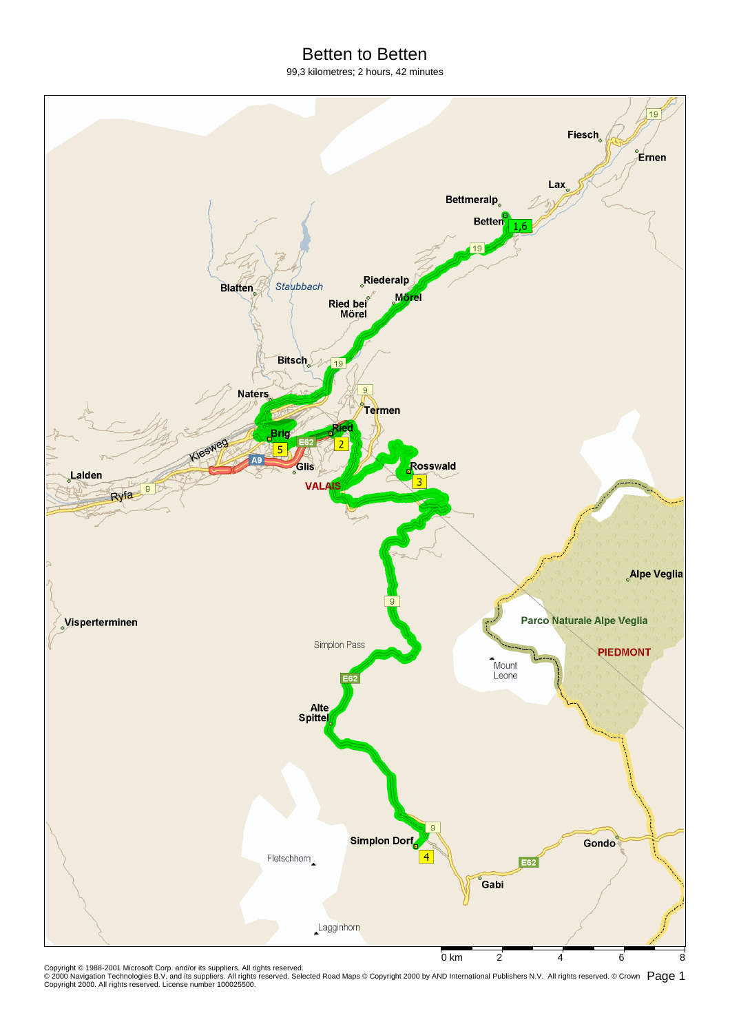# Betten to Betten

99,3 kilometres; 2 hours, 42 minutes

Fiesch
Ernen
Lax
Bettmeralp
Betten
1,6
19
Riederalp
Mörel
Ried bei Mörel
Blatten
Staubbach
Bitsch
Naters
9
Termen
Ried
Brig
E62
2
5
Kiesweg
A9
Glis
Rosswald
3
Lalden
Ryfa
VALAIS
Alpe Veglia
Parco Naturale Alpe Veglia
Visperterminen
Simplon Pass
PIEDMONT
Mount Leone
E62
Alte Spittel
Simplon Dorf
4
Gondo
Fletschhorn
Gabi
Lagginhorn

0 km 2 4 6 8

Copyright © 1988-2001 Microsoft Corp. and/or its suppliers. All rights reserved.
© 2000 Navigation Technologies B.V. and its suppliers. All rights reserved. Selected Road Maps © Copyright 2000 by AND International Publishers N.V. All rights reserved. © Crown Copyright 2000. All rights reserved. License number 100025500.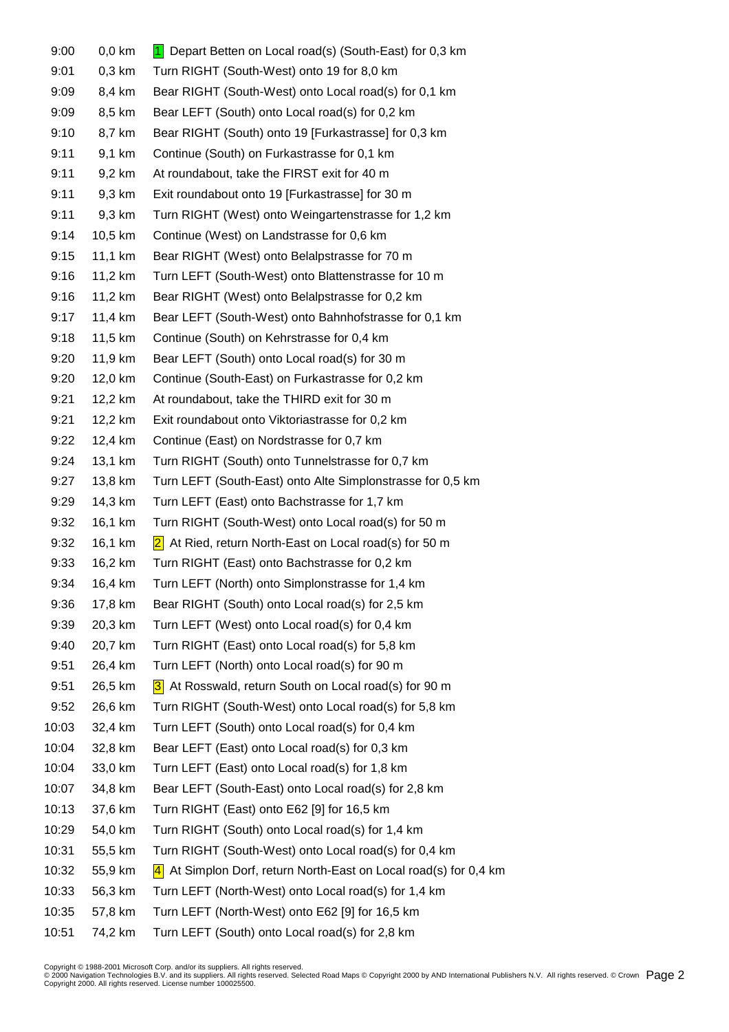| | | |
|---|---|---|
| 9:00 | 0,0 km | 1 Depart Betten on Local road(s) (South-East) for 0,3 km |
| 9:01 | 0,3 km | Turn RIGHT (South-West) onto 19 for 8,0 km |
| 9:09 | 8,4 km | Bear RIGHT (South-West) onto Local road(s) for 0,1 km |
| 9:09 | 8,5 km | Bear LEFT (South) onto Local road(s) for 0,2 km |
| 9:10 | 8,7 km | Bear RIGHT (South) onto 19 [Furkastrasse] for 0,3 km |
| 9:11 | 9,1 km | Continue (South) on Furkastrasse for 0,1 km |
| 9:11 | 9,2 km | At roundabout, take the FIRST exit for 40 m |
| 9:11 | 9,3 km | Exit roundabout onto 19 [Furkastrasse] for 30 m |
| 9:11 | 9,3 km | Turn RIGHT (West) onto Weingartenstrasse for 1,2 km |
| 9:14 | 10,5 km | Continue (West) on Landstrasse for 0,6 km |
| 9:15 | 11,1 km | Bear RIGHT (West) onto Belalpstrasse for 70 m |
| 9:16 | 11,2 km | Turn LEFT (South-West) onto Blattenstrasse for 10 m |
| 9:16 | 11,2 km | Bear RIGHT (West) onto Belalpstrasse for 0,2 km |
| 9:17 | 11,4 km | Bear LEFT (South-West) onto Bahnhofstrasse for 0,1 km |
| 9:18 | 11,5 km | Continue (South) on Kehrstrasse for 0,4 km |
| 9:20 | 11,9 km | Bear LEFT (South) onto Local road(s) for 30 m |
| 9:20 | 12,0 km | Continue (South-East) on Furkastrasse for 0,2 km |
| 9:21 | 12,2 km | At roundabout, take the THIRD exit for 30 m |
| 9:21 | 12,2 km | Exit roundabout onto Viktoriastrasse for 0,2 km |
| 9:22 | 12,4 km | Continue (East) on Nordstrasse for 0,7 km |
| 9:24 | 13,1 km | Turn RIGHT (South) onto Tunnelstrasse for 0,7 km |
| 9:27 | 13,8 km | Turn LEFT (South-East) onto Alte Simplonstrasse for 0,5 km |
| 9:29 | 14,3 km | Turn LEFT (East) onto Bachstrasse for 1,7 km |
| 9:32 | 16,1 km | Turn RIGHT (South-West) onto Local road(s) for 50 m |
| 9:32 | 16,1 km | 2 At Ried, return North-East on Local road(s) for 50 m |
| 9:33 | 16,2 km | Turn RIGHT (East) onto Bachstrasse for 0,2 km |
| 9:34 | 16,4 km | Turn LEFT (North) onto Simplonstrasse for 1,4 km |
| 9:36 | 17,8 km | Bear RIGHT (South) onto Local road(s) for 2,5 km |
| 9:39 | 20,3 km | Turn LEFT (West) onto Local road(s) for 0,4 km |
| 9:40 | 20,7 km | Turn RIGHT (East) onto Local road(s) for 5,8 km |
| 9:51 | 26,4 km | Turn LEFT (North) onto Local road(s) for 90 m |
| 9:51 | 26,5 km | 3 At Rosswald, return South on Local road(s) for 90 m |
| 9:52 | 26,6 km | Turn RIGHT (South-West) onto Local road(s) for 5,8 km |
| 10:03 | 32,4 km | Turn LEFT (South) onto Local road(s) for 0,4 km |
| 10:04 | 32,8 km | Bear LEFT (East) onto Local road(s) for 0,3 km |
| 10:04 | 33,0 km | Turn LEFT (East) onto Local road(s) for 1,8 km |
| 10:07 | 34,8 km | Bear LEFT (South-East) onto Local road(s) for 2,8 km |
| 10:13 | 37,6 km | Turn RIGHT (East) onto E62 [9] for 16,5 km |
| 10:29 | 54,0 km | Turn RIGHT (South) onto Local road(s) for 1,4 km |
| 10:31 | 55,5 km | Turn RIGHT (South-West) onto Local road(s) for 0,4 km |
| 10:32 | 55,9 km | 4 At Simplon Dorf, return North-East on Local road(s) for 0,4 km |
| 10:33 | 56,3 km | Turn LEFT (North-West) onto Local road(s) for 1,4 km |
| 10:35 | 57,8 km | Turn LEFT (North-West) onto E62 [9] for 16,5 km |
| 10:51 | 74,2 km | Turn LEFT (South) onto Local road(s) for 2,8 km |

Copyright © 1988-2001 Microsoft Corp. and/or its suppliers. All rights reserved.
© 2000 Navigation Technologies B.V. and its suppliers. All rights reserved. Selected Road Maps © Copyright 2000 by AND International Publishers N.V. All rights reserved. © Crown Copyright 2000. All rights reserved. License number 100025500.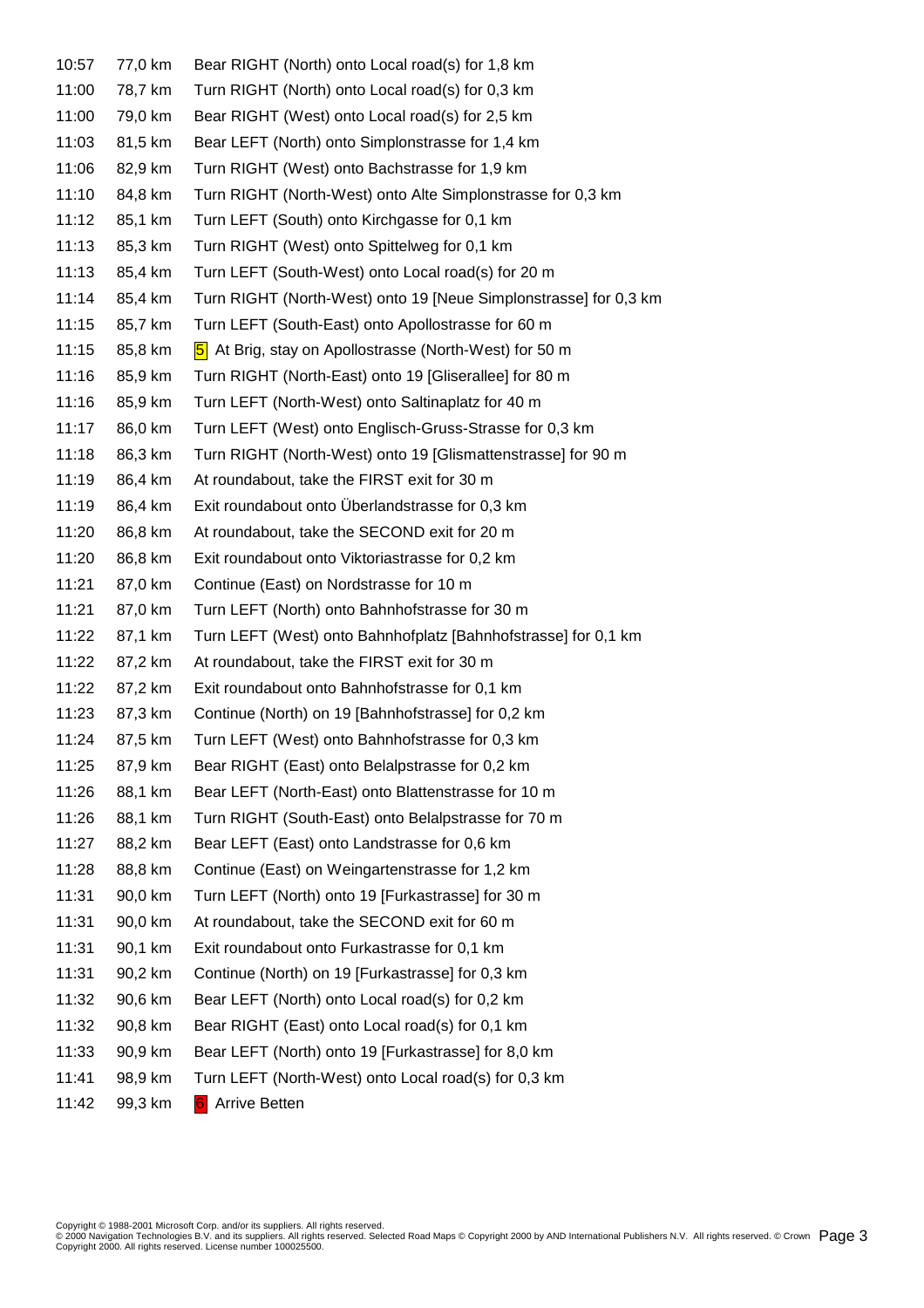| | | |
|---|---|---|
| 10:57 | 77,0 km | Bear RIGHT (North) onto Local road(s) for 1,8 km |
| 11:00 | 78,7 km | Turn RIGHT (North) onto Local road(s) for 0,3 km |
| 11:00 | 79,0 km | Bear RIGHT (West) onto Local road(s) for 2,5 km |
| 11:03 | 81,5 km | Bear LEFT (North) onto Simplonstrasse for 1,4 km |
| 11:06 | 82,9 km | Turn RIGHT (West) onto Bachstrasse for 1,9 km |
| 11:10 | 84,8 km | Turn RIGHT (North-West) onto Alte Simplonstrasse for 0,3 km |
| 11:12 | 85,1 km | Turn LEFT (South) onto Kirchgasse for 0,1 km |
| 11:13 | 85,3 km | Turn RIGHT (West) onto Spittelweg for 0,1 km |
| 11:13 | 85,4 km | Turn LEFT (South-West) onto Local road(s) for 20 m |
| 11:14 | 85,4 km | Turn RIGHT (North-West) onto 19 [Neue Simplonstrasse] for 0,3 km |
| 11:15 | 85,7 km | Turn LEFT (South-East) onto Apollostrasse for 60 m |
| 11:15 | 85,8 km | 5 At Brig, stay on Apollostrasse (North-West) for 50 m |
| 11:16 | 85,9 km | Turn RIGHT (North-East) onto 19 [Gliserallee] for 80 m |
| 11:16 | 85,9 km | Turn LEFT (North-West) onto Saltinaplatz for 40 m |
| 11:17 | 86,0 km | Turn LEFT (West) onto Englisch-Gruss-Strasse for 0,3 km |
| 11:18 | 86,3 km | Turn RIGHT (North-West) onto 19 [Glismattenstrasse] for 90 m |
| 11:19 | 86,4 km | At roundabout, take the FIRST exit for 30 m |
| 11:19 | 86,4 km | Exit roundabout onto Überlandstrasse for 0,3 km |
| 11:20 | 86,8 km | At roundabout, take the SECOND exit for 20 m |
| 11:20 | 86,8 km | Exit roundabout onto Viktoriastrasse for 0,2 km |
| 11:21 | 87,0 km | Continue (East) on Nordstrasse for 10 m |
| 11:21 | 87,0 km | Turn LEFT (North) onto Bahnhofstrasse for 30 m |
| 11:22 | 87,1 km | Turn LEFT (West) onto Bahnhofplatz [Bahnhofstrasse] for 0,1 km |
| 11:22 | 87,2 km | At roundabout, take the FIRST exit for 30 m |
| 11:22 | 87,2 km | Exit roundabout onto Bahnhofstrasse for 0,1 km |
| 11:23 | 87,3 km | Continue (North) on 19 [Bahnhofstrasse] for 0,2 km |
| 11:24 | 87,5 km | Turn LEFT (West) onto Bahnhofstrasse for 0,3 km |
| 11:25 | 87,9 km | Bear RIGHT (East) onto Belalpstrasse for 0,2 km |
| 11:26 | 88,1 km | Bear LEFT (North-East) onto Blattenstrasse for 10 m |
| 11:26 | 88,1 km | Turn RIGHT (South-East) onto Belalpstrasse for 70 m |
| 11:27 | 88,2 km | Bear LEFT (East) onto Landstrasse for 0,6 km |
| 11:28 | 88,8 km | Continue (East) on Weingartenstrasse for 1,2 km |
| 11:31 | 90,0 km | Turn LEFT (North) onto 19 [Furkastrasse] for 30 m |
| 11:31 | 90,0 km | At roundabout, take the SECOND exit for 60 m |
| 11:31 | 90,1 km | Exit roundabout onto Furkastrasse for 0,1 km |
| 11:31 | 90,2 km | Continue (North) on 19 [Furkastrasse] for 0,3 km |
| 11:32 | 90,6 km | Bear LEFT (North) onto Local road(s) for 0,2 km |
| 11:32 | 90,8 km | Bear RIGHT (East) onto Local road(s) for 0,1 km |
| 11:33 | 90,9 km | Bear LEFT (North) onto 19 [Furkastrasse] for 8,0 km |
| 11:41 | 98,9 km | Turn LEFT (North-West) onto Local road(s) for 0,3 km |
| 11:42 | 99,3 km | 6 Arrive Betten |

Copyright © 1988-2001 Microsoft Corp. and/or its suppliers. All rights reserved.
© 2000 Navigation Technologies B.V. and its suppliers. All rights reserved. Selected Road Maps © Copyright 2000 by AND International Publishers N.V. All rights reserved. © Crown Copyright 2000. All rights reserved. License number 100025500.